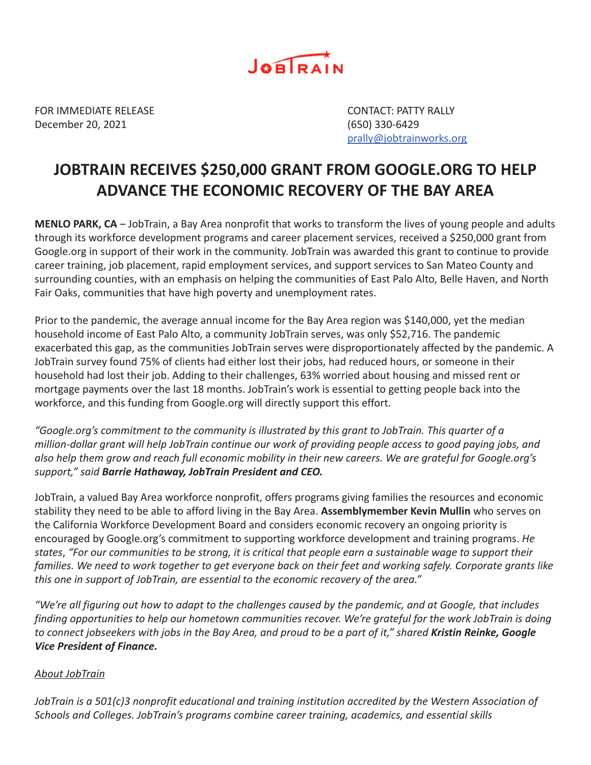FOR IMMEDIATE RELEASE
December 20, 2021

CONTACT: PATTY RALLY
(650) 330-6429
prally@jobtrainworks.org

# JOBTRAIN RECEIVES $250,000 GRANT FROM GOOGLE.ORG TO HELP ADVANCE THE ECONOMIC RECOVERY OF THE BAY AREA

**MENLO PARK, CA** – JobTrain, a Bay Area nonprofit that works to transform the lives of young people and adults through its workforce development programs and career placement services, received a $250,000 grant from Google.org in support of their work in the community. JobTrain was awarded this grant to continue to provide career training, job placement, rapid employment services, and support services to San Mateo County and surrounding counties, with an emphasis on helping the communities of East Palo Alto, Belle Haven, and North Fair Oaks, communities that have high poverty and unemployment rates.

Prior to the pandemic, the average annual income for the Bay Area region was $140,000, yet the median household income of East Palo Alto, a community JobTrain serves, was only $52,716. The pandemic exacerbated this gap, as the communities JobTrain serves were disproportionately affected by the pandemic. A JobTrain survey found 75% of clients had either lost their jobs, had reduced hours, or someone in their household had lost their job. Adding to their challenges, 63% worried about housing and missed rent or mortgage payments over the last 18 months. JobTrain's work is essential to getting people back into the workforce, and this funding from Google.org will directly support this effort.

*"Google.org's commitment to the community is illustrated by this grant to JobTrain. This quarter of a million-dollar grant will help JobTrain continue our work of providing people access to good paying jobs, and also help them grow and reach full economic mobility in their new careers. We are grateful for Google.org's support," said **Barrie Hathaway, JobTrain President and CEO.***

JobTrain, a valued Bay Area workforce nonprofit, offers programs giving families the resources and economic stability they need to be able to afford living in the Bay Area. **Assemblymember Kevin Mullin** who serves on the California Workforce Development Board and considers economic recovery an ongoing priority is encouraged by Google.org's commitment to supporting workforce development and training programs. *He states*, *"For our communities to be strong, it is critical that people earn a sustainable wage to support their families. We need to work together to get everyone back on their feet and working safely. Corporate grants like this one in support of JobTrain, are essential to the economic recovery of the area."*

*"We're all figuring out how to adapt to the challenges caused by the pandemic, and at Google, that includes finding opportunities to help our hometown communities recover. We're grateful for the work JobTrain is doing to connect jobseekers with jobs in the Bay Area, and proud to be a part of it," shared **Kristin Reinke, Google Vice President of Finance.***

*About JobTrain*

*JobTrain is a 501(c)3 nonprofit educational and training institution accredited by the Western Association of Schools and Colleges. JobTrain's programs combine career training, academics, and essential skills*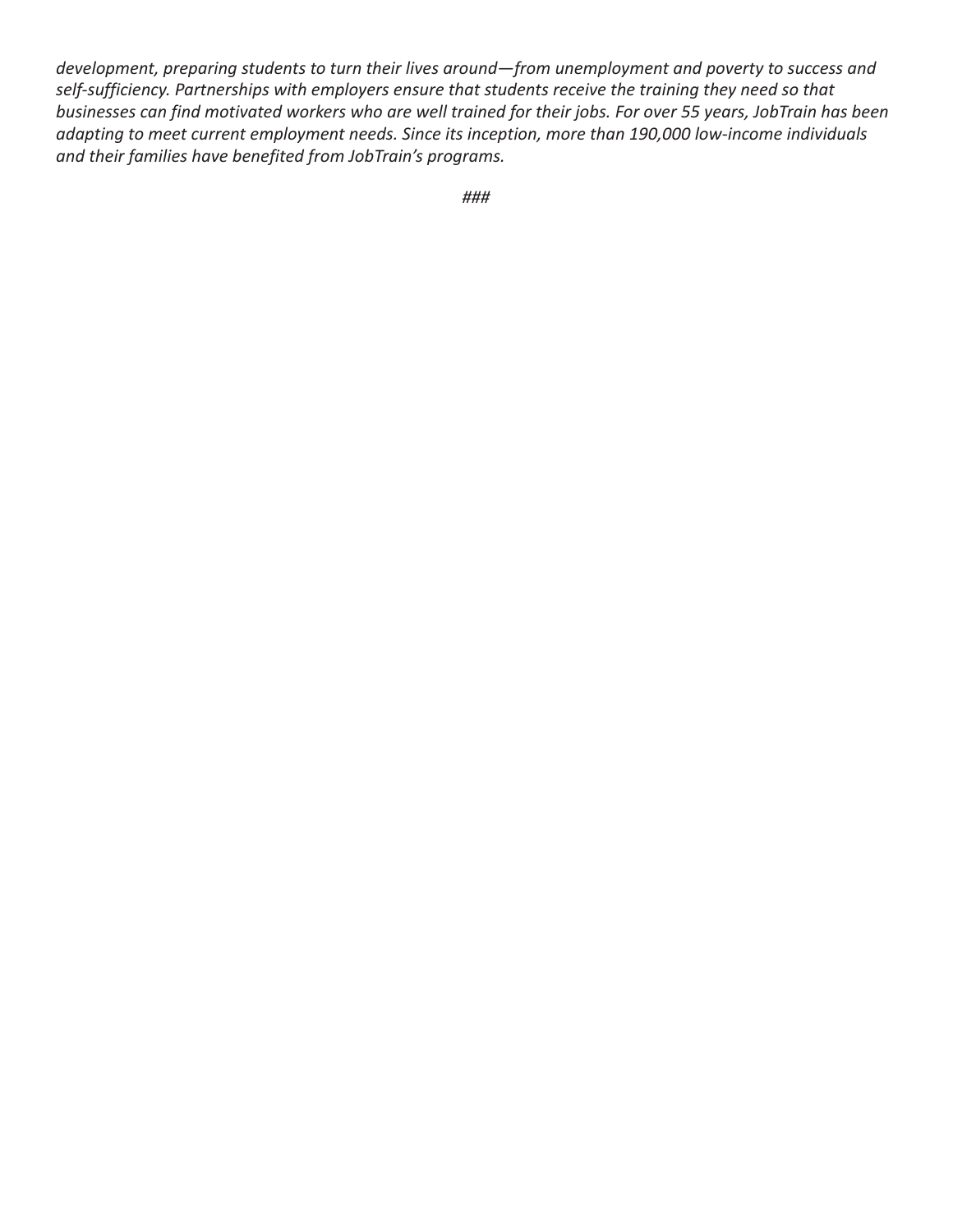*development, preparing students to turn their lives around—from unemployment and poverty to success and self-sufficiency. Partnerships with employers ensure that students receive the training they need so that businesses can find motivated workers who are well trained for their jobs. For over 55 years, JobTrain has been adapting to meet current employment needs. Since its inception, more than 190,000 low-income individuals and their families have benefited from JobTrain's programs.*

*###*